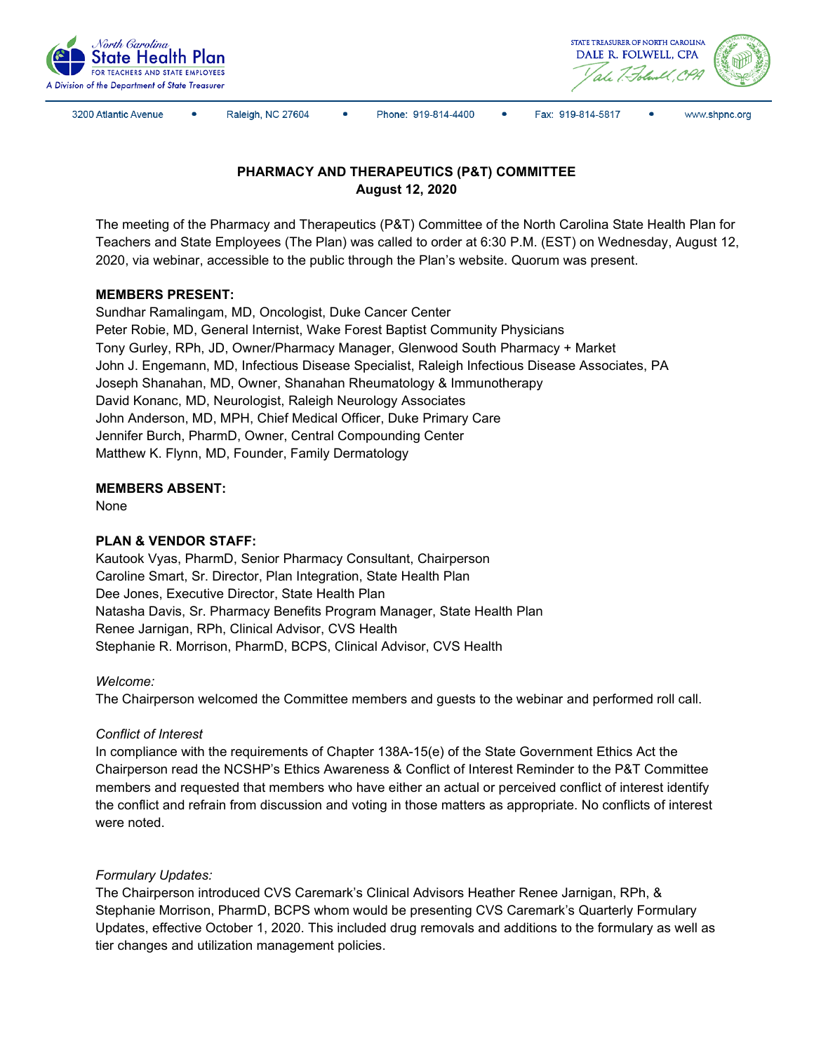North Carolina State Health Plan FOR TEACHERS AND STATE EMPLOYEES
A Division of the Department of State Treasurer

STATE TREASURER OF NORTH CAROLINA
DALE R. FOLWELL, CPA

3200 Atlantic Avenue • Raleigh, NC 27604 • Phone: 919-814-4400 • Fax: 919-814-5817 • www.shpnc.org

**PHARMACY AND THERAPEUTICS (P&T) COMMITTEE**
**August 12, 2020**

The meeting of the Pharmacy and Therapeutics (P&T) Committee of the North Carolina State Health Plan for Teachers and State Employees (The Plan) was called to order at 6:30 P.M. (EST) on Wednesday, August 12, 2020, via webinar, accessible to the public through the Plan's website. Quorum was present.

**MEMBERS PRESENT:**
Sundhar Ramalingam, MD, Oncologist, Duke Cancer Center
Peter Robie, MD, General Internist, Wake Forest Baptist Community Physicians
Tony Gurley, RPh, JD, Owner/Pharmacy Manager, Glenwood South Pharmacy + Market
John J. Engemann, MD, Infectious Disease Specialist, Raleigh Infectious Disease Associates, PA
Joseph Shanahan, MD, Owner, Shanahan Rheumatology & Immunotherapy
David Konanc, MD, Neurologist, Raleigh Neurology Associates
John Anderson, MD, MPH, Chief Medical Officer, Duke Primary Care
Jennifer Burch, PharmD, Owner, Central Compounding Center
Matthew K. Flynn, MD, Founder, Family Dermatology

**MEMBERS ABSENT:**
None

**PLAN & VENDOR STAFF:**
Kautook Vyas, PharmD, Senior Pharmacy Consultant, Chairperson
Caroline Smart, Sr. Director, Plan Integration, State Health Plan
Dee Jones, Executive Director, State Health Plan
Natasha Davis, Sr. Pharmacy Benefits Program Manager, State Health Plan
Renee Jarnigan, RPh, Clinical Advisor, CVS Health
Stephanie R. Morrison, PharmD, BCPS, Clinical Advisor, CVS Health

*Welcome:*
The Chairperson welcomed the Committee members and guests to the webinar and performed roll call.

*Conflict of Interest*
In compliance with the requirements of Chapter 138A-15(e) of the State Government Ethics Act the Chairperson read the NCSHP's Ethics Awareness & Conflict of Interest Reminder to the P&T Committee members and requested that members who have either an actual or perceived conflict of interest identify the conflict and refrain from discussion and voting in those matters as appropriate. No conflicts of interest were noted.

*Formulary Updates:*
The Chairperson introduced CVS Caremark's Clinical Advisors Heather Renee Jarnigan, RPh, & Stephanie Morrison, PharmD, BCPS whom would be presenting CVS Caremark's Quarterly Formulary Updates, effective October 1, 2020. This included drug removals and additions to the formulary as well as tier changes and utilization management policies.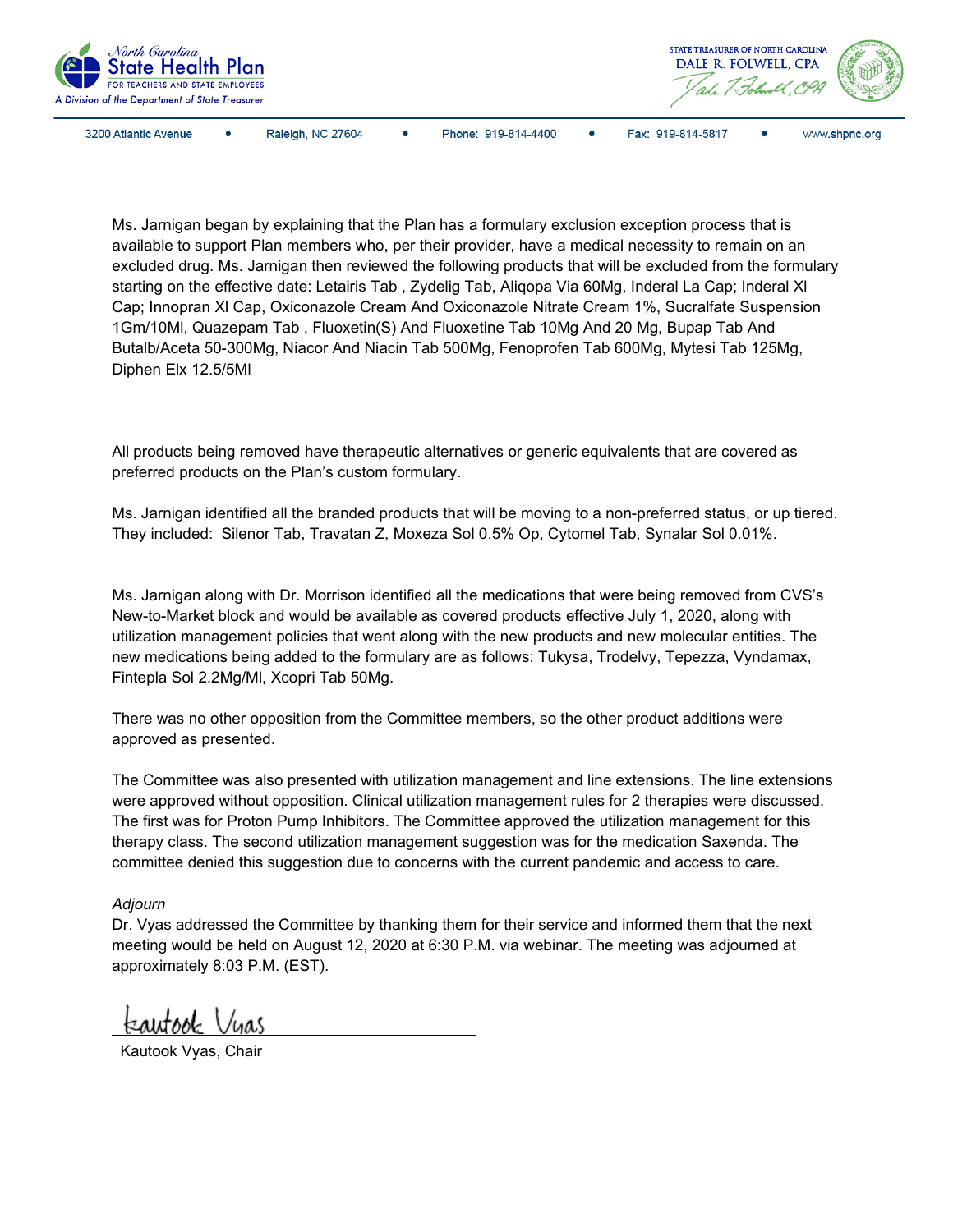Ms. Jarnigan began by explaining that the Plan has a formulary exclusion exception process that is available to support Plan members who, per their provider, have a medical necessity to remain on an excluded drug. Ms. Jarnigan then reviewed the following products that will be excluded from the formulary starting on the effective date: Letairis Tab , Zydelig Tab, Aliqopa Via 60Mg, Inderal La Cap; Inderal Xl Cap; Innopran Xl Cap, Oxiconazole Cream And Oxiconazole Nitrate Cream 1%, Sucralfate Suspension 1Gm/10Ml, Quazepam Tab , Fluoxetin(S) And Fluoxetine Tab 10Mg And 20 Mg, Bupap Tab And Butalb/Aceta 50-300Mg, Niacor And Niacin Tab 500Mg, Fenoprofen Tab 600Mg, Mytesi Tab 125Mg, Diphen Elx 12.5/5Ml

All products being removed have therapeutic alternatives or generic equivalents that are covered as preferred products on the Plan's custom formulary.

Ms. Jarnigan identified all the branded products that will be moving to a non-preferred status, or up tiered. They included: Silenor Tab, Travatan Z, Moxeza Sol 0.5% Op, Cytomel Tab, Synalar Sol 0.01%.

Ms. Jarnigan along with Dr. Morrison identified all the medications that were being removed from CVS's New-to-Market block and would be available as covered products effective July 1, 2020, along with utilization management policies that went along with the new products and new molecular entities. The new medications being added to the formulary are as follows: Tukysa, Trodelvy, Tepezza, Vyndamax, Fintepla Sol 2.2Mg/Ml, Xcopri Tab 50Mg.

There was no other opposition from the Committee members, so the other product additions were approved as presented.

The Committee was also presented with utilization management and line extensions. The line extensions were approved without opposition. Clinical utilization management rules for 2 therapies were discussed. The first was for Proton Pump Inhibitors. The Committee approved the utilization management for this therapy class. The second utilization management suggestion was for the medication Saxenda. The committee denied this suggestion due to concerns with the current pandemic and access to care.

*Adjourn*

Dr. Vyas addressed the Committee by thanking them for their service and informed them that the next meeting would be held on August 12, 2020 at 6:30 P.M. via webinar. The meeting was adjourned at approximately 8:03 P.M. (EST).

Kautook Vyas

Kautook Vyas, Chair